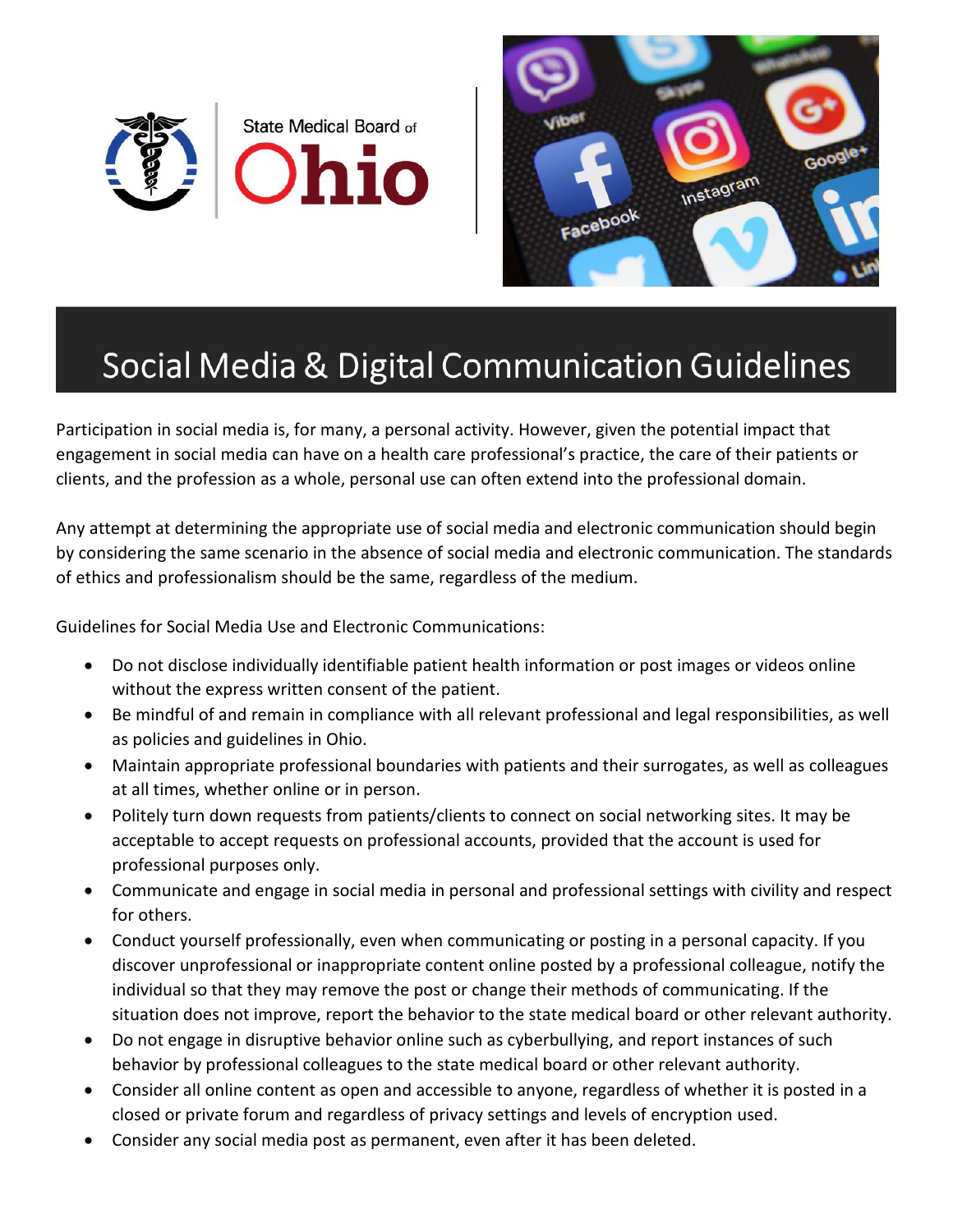State Medical Board of Ohio

# Social Media & Digital Communication Guidelines

Participation in social media is, for many, a personal activity. However, given the potential impact that engagement in social media can have on a health care professional's practice, the care of their patients or clients, and the profession as a whole, personal use can often extend into the professional domain.

Any attempt at determining the appropriate use of social media and electronic communication should begin by considering the same scenario in the absence of social media and electronic communication. The standards of ethics and professionalism should be the same, regardless of the medium.

Guidelines for Social Media Use and Electronic Communications:

- Do not disclose individually identifiable patient health information or post images or videos online without the express written consent of the patient.
- Be mindful of and remain in compliance with all relevant professional and legal responsibilities, as well as policies and guidelines in Ohio.
- Maintain appropriate professional boundaries with patients and their surrogates, as well as colleagues at all times, whether online or in person.
- Politely turn down requests from patients/clients to connect on social networking sites. It may be acceptable to accept requests on professional accounts, provided that the account is used for professional purposes only.
- Communicate and engage in social media in personal and professional settings with civility and respect for others.
- Conduct yourself professionally, even when communicating or posting in a personal capacity. If you discover unprofessional or inappropriate content online posted by a professional colleague, notify the individual so that they may remove the post or change their methods of communicating. If the situation does not improve, report the behavior to the state medical board or other relevant authority.
- Do not engage in disruptive behavior online such as cyberbullying, and report instances of such behavior by professional colleagues to the state medical board or other relevant authority.
- Consider all online content as open and accessible to anyone, regardless of whether it is posted in a closed or private forum and regardless of privacy settings and levels of encryption used.
- Consider any social media post as permanent, even after it has been deleted.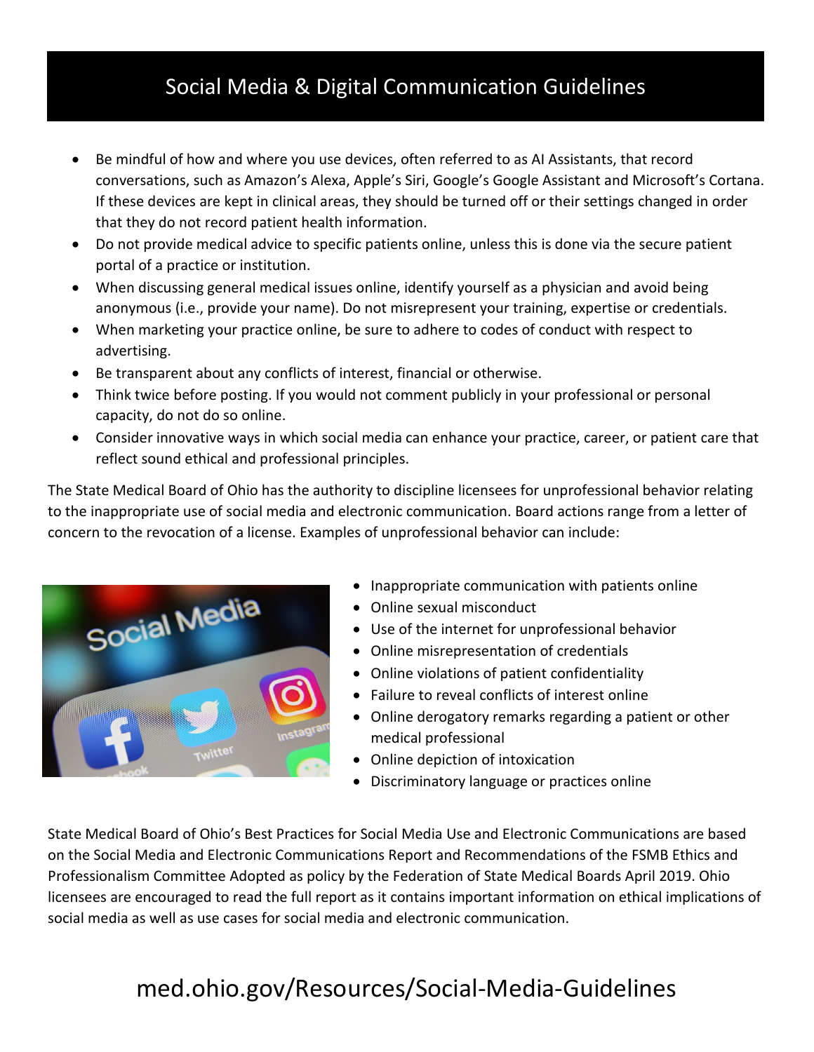# Social Media & Digital Communication Guidelines

- Be mindful of how and where you use devices, often referred to as AI Assistants, that record conversations, such as Amazon's Alexa, Apple's Siri, Google's Google Assistant and Microsoft's Cortana. If these devices are kept in clinical areas, they should be turned off or their settings changed in order that they do not record patient health information.
- Do not provide medical advice to specific patients online, unless this is done via the secure patient portal of a practice or institution.
- When discussing general medical issues online, identify yourself as a physician and avoid being anonymous (i.e., provide your name). Do not misrepresent your training, expertise or credentials.
- When marketing your practice online, be sure to adhere to codes of conduct with respect to advertising.
- Be transparent about any conflicts of interest, financial or otherwise.
- Think twice before posting. If you would not comment publicly in your professional or personal capacity, do not do so online.
- Consider innovative ways in which social media can enhance your practice, career, or patient care that reflect sound ethical and professional principles.

The State Medical Board of Ohio has the authority to discipline licensees for unprofessional behavior relating to the inappropriate use of social media and electronic communication. Board actions range from a letter of concern to the revocation of a license. Examples of unprofessional behavior can include:

- Inappropriate communication with patients online
- Online sexual misconduct
- Use of the internet for unprofessional behavior
- Online misrepresentation of credentials
- Online violations of patient confidentiality
- Failure to reveal conflicts of interest online
- Online derogatory remarks regarding a patient or other medical professional
- Online depiction of intoxication
- Discriminatory language or practices online

State Medical Board of Ohio's Best Practices for Social Media Use and Electronic Communications are based on the Social Media and Electronic Communications Report and Recommendations of the FSMB Ethics and Professionalism Committee Adopted as policy by the Federation of State Medical Boards April 2019. Ohio licensees are encouraged to read the full report as it contains important information on ethical implications of social media as well as use cases for social media and electronic communication.

med.ohio.gov/Resources/Social-Media-Guidelines